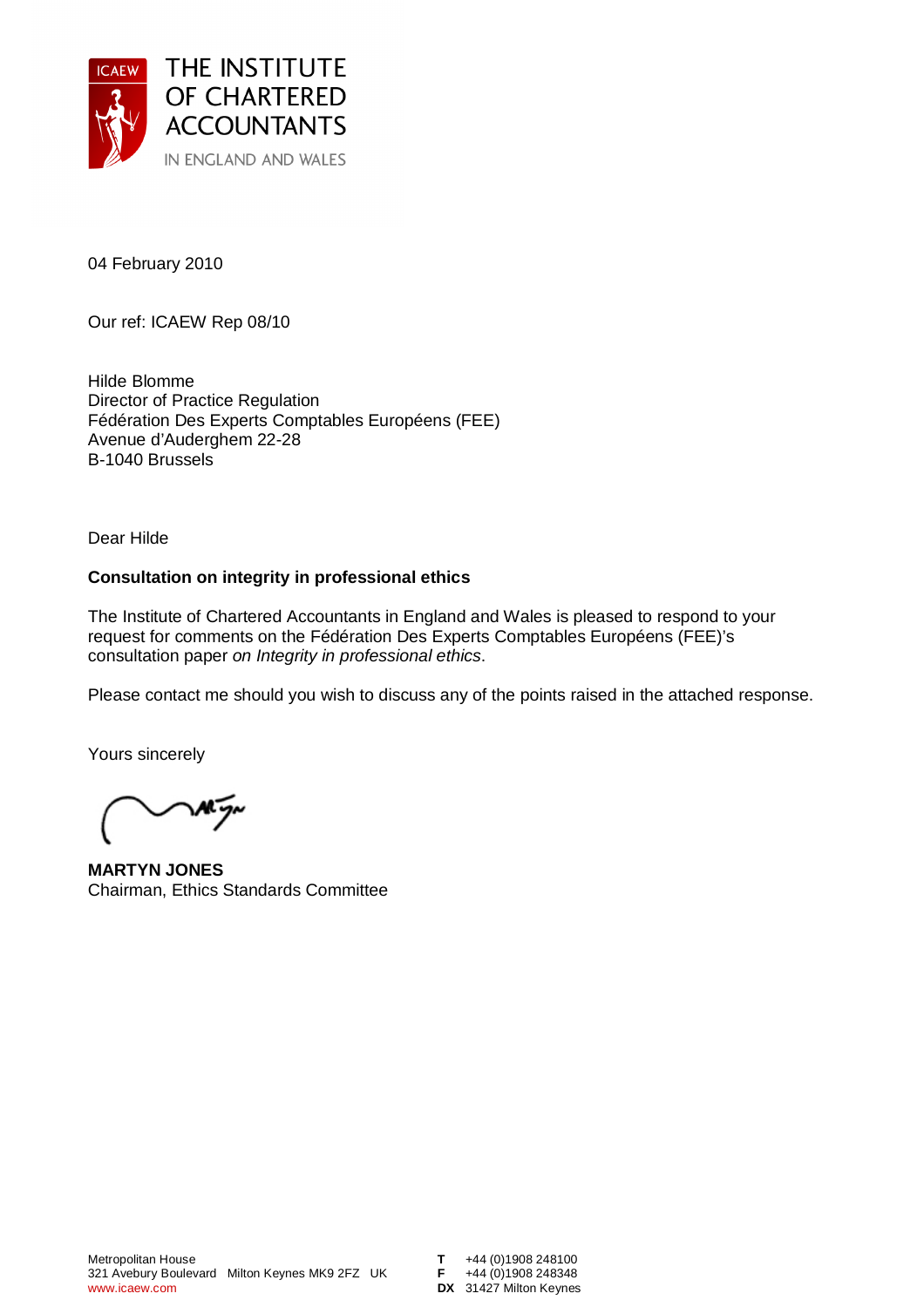THE INSTITUTE OF CHARTERED ACCOUNTANTS IN ENGLAND AND WALES

04 February 2010

Our ref: ICAEW Rep 08/10

Hilde Blomme
Director of Practice Regulation
Fédération Des Experts Comptables Européens (FEE)
Avenue d'Auderghem 22-28
B-1040 Brussels

Dear Hilde

**Consultation on integrity in professional ethics**

The Institute of Chartered Accountants in England and Wales is pleased to respond to your request for comments on the Fédération Des Experts Comptables Européens (FEE)'s consultation paper *on Integrity in professional ethics*.

Please contact me should you wish to discuss any of the points raised in the attached response.

Yours sincerely

**MARTYN JONES**
Chairman, Ethics Standards Committee

Metropolitan House
321 Avebury Boulevard Milton Keynes MK9 2FZ UK
www.icaew.com

**T** +44 (0)1908 248100
**F** +44 (0)1908 248348
**DX** 31427 Milton Keynes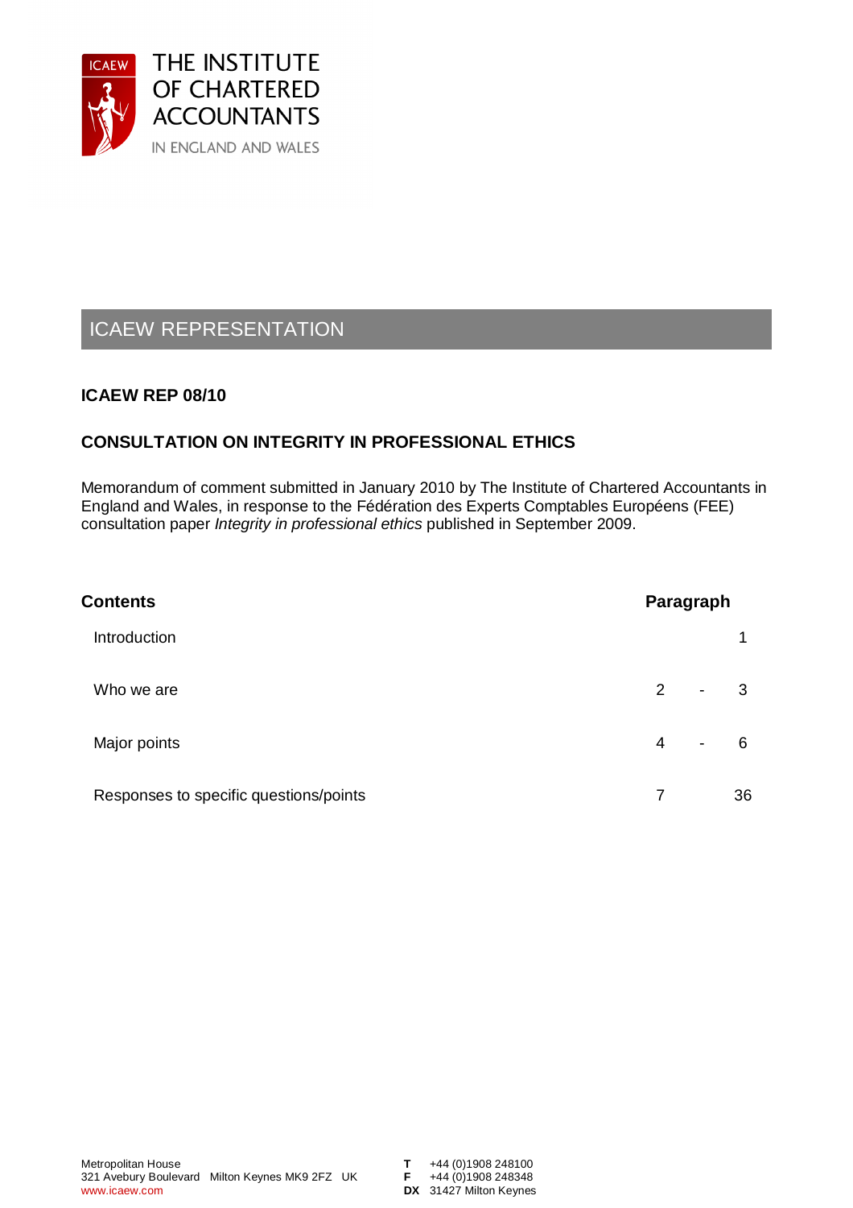THE INSTITUTE OF CHARTERED ACCOUNTANTS IN ENGLAND AND WALES

# ICAEW REPRESENTATION

**ICAEW REP 08/10**

## CONSULTATION ON INTEGRITY IN PROFESSIONAL ETHICS

Memorandum of comment submitted in January 2010 by The Institute of Chartered Accountants in England and Wales, in response to the Fédération des Experts Comptables Européens (FEE) consultation paper *Integrity in professional ethics* published in September 2009.

| **Contents** | **Paragraph** |
|---|---|
| Introduction | 1 |
| Who we are | 2 - 3 |
| Major points | 4 - 6 |
| Responses to specific questions/points | 7 36 |

Metropolitan House
321 Avebury Boulevard Milton Keynes MK9 2FZ UK
www.icaew.com

**T** +44 (0)1908 248100
**F** +44 (0)1908 248348
**DX** 31427 Milton Keynes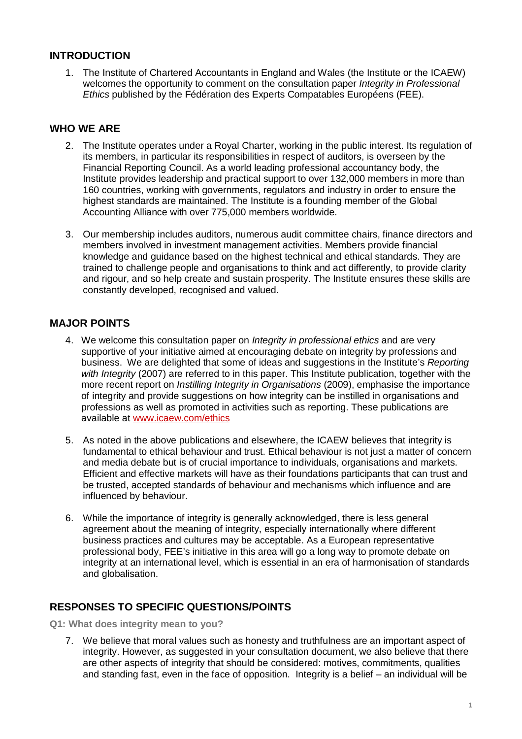## INTRODUCTION

1. The Institute of Chartered Accountants in England and Wales (the Institute or the ICAEW) welcomes the opportunity to comment on the consultation paper *Integrity in Professional Ethics* published by the Fédération des Experts Compatables Européens (FEE).

## WHO WE ARE

2. The Institute operates under a Royal Charter, working in the public interest. Its regulation of its members, in particular its responsibilities in respect of auditors, is overseen by the Financial Reporting Council. As a world leading professional accountancy body, the Institute provides leadership and practical support to over 132,000 members in more than 160 countries, working with governments, regulators and industry in order to ensure the highest standards are maintained. The Institute is a founding member of the Global Accounting Alliance with over 775,000 members worldwide.

3. Our membership includes auditors, numerous audit committee chairs, finance directors and members involved in investment management activities. Members provide financial knowledge and guidance based on the highest technical and ethical standards. They are trained to challenge people and organisations to think and act differently, to provide clarity and rigour, and so help create and sustain prosperity. The Institute ensures these skills are constantly developed, recognised and valued.

## MAJOR POINTS

4. We welcome this consultation paper on *Integrity in professional ethics* and are very supportive of your initiative aimed at encouraging debate on integrity by professions and business. We are delighted that some of ideas and suggestions in the Institute's *Reporting with Integrity* (2007) are referred to in this paper. This Institute publication, together with the more recent report on *Instilling Integrity in Organisations* (2009), emphasise the importance of integrity and provide suggestions on how integrity can be instilled in organisations and professions as well as promoted in activities such as reporting. These publications are available at www.icaew.com/ethics

5. As noted in the above publications and elsewhere, the ICAEW believes that integrity is fundamental to ethical behaviour and trust. Ethical behaviour is not just a matter of concern and media debate but is of crucial importance to individuals, organisations and markets. Efficient and effective markets will have as their foundations participants that can trust and be trusted, accepted standards of behaviour and mechanisms which influence and are influenced by behaviour.

6. While the importance of integrity is generally acknowledged, there is less general agreement about the meaning of integrity, especially internationally where different business practices and cultures may be acceptable. As a European representative professional body, FEE's initiative in this area will go a long way to promote debate on integrity at an international level, which is essential in an era of harmonisation of standards and globalisation.

## RESPONSES TO SPECIFIC QUESTIONS/POINTS

**Q1: What does integrity mean to you?**

7. We believe that moral values such as honesty and truthfulness are an important aspect of integrity. However, as suggested in your consultation document, we also believe that there are other aspects of integrity that should be considered: motives, commitments, qualities and standing fast, even in the face of opposition. Integrity is a belief – an individual will be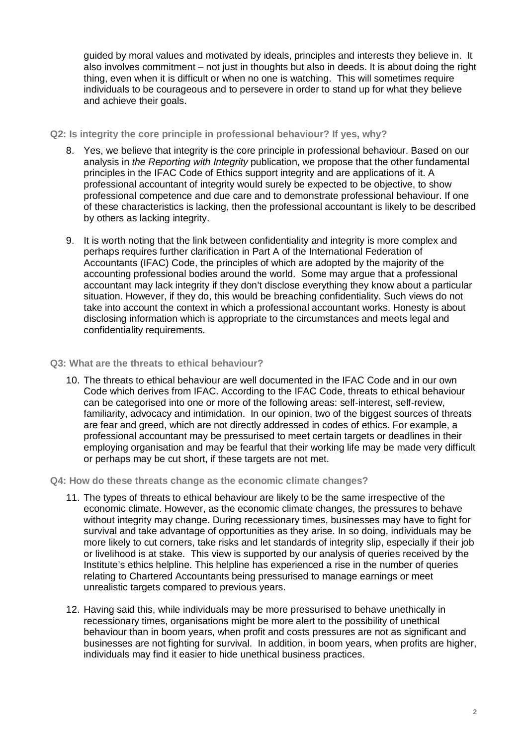guided by moral values and motivated by ideals, principles and interests they believe in. It also involves commitment – not just in thoughts but also in deeds. It is about doing the right thing, even when it is difficult or when no one is watching. This will sometimes require individuals to be courageous and to persevere in order to stand up for what they believe and achieve their goals.

**Q2: Is integrity the core principle in professional behaviour? If yes, why?**

8. Yes, we believe that integrity is the core principle in professional behaviour. Based on our analysis in *the Reporting with Integrity* publication, we propose that the other fundamental principles in the IFAC Code of Ethics support integrity and are applications of it. A professional accountant of integrity would surely be expected to be objective, to show professional competence and due care and to demonstrate professional behaviour. If one of these characteristics is lacking, then the professional accountant is likely to be described by others as lacking integrity.

9. It is worth noting that the link between confidentiality and integrity is more complex and perhaps requires further clarification in Part A of the International Federation of Accountants (IFAC) Code, the principles of which are adopted by the majority of the accounting professional bodies around the world. Some may argue that a professional accountant may lack integrity if they don't disclose everything they know about a particular situation. However, if they do, this would be breaching confidentiality. Such views do not take into account the context in which a professional accountant works. Honesty is about disclosing information which is appropriate to the circumstances and meets legal and confidentiality requirements.

**Q3: What are the threats to ethical behaviour?**

10. The threats to ethical behaviour are well documented in the IFAC Code and in our own Code which derives from IFAC. According to the IFAC Code, threats to ethical behaviour can be categorised into one or more of the following areas: self-interest, self-review, familiarity, advocacy and intimidation. In our opinion, two of the biggest sources of threats are fear and greed, which are not directly addressed in codes of ethics. For example, a professional accountant may be pressurised to meet certain targets or deadlines in their employing organisation and may be fearful that their working life may be made very difficult or perhaps may be cut short, if these targets are not met.

**Q4: How do these threats change as the economic climate changes?**

11. The types of threats to ethical behaviour are likely to be the same irrespective of the economic climate. However, as the economic climate changes, the pressures to behave without integrity may change. During recessionary times, businesses may have to fight for survival and take advantage of opportunities as they arise. In so doing, individuals may be more likely to cut corners, take risks and let standards of integrity slip, especially if their job or livelihood is at stake. This view is supported by our analysis of queries received by the Institute's ethics helpline. This helpline has experienced a rise in the number of queries relating to Chartered Accountants being pressurised to manage earnings or meet unrealistic targets compared to previous years.

12. Having said this, while individuals may be more pressurised to behave unethically in recessionary times, organisations might be more alert to the possibility of unethical behaviour than in boom years, when profit and costs pressures are not as significant and businesses are not fighting for survival. In addition, in boom years, when profits are higher, individuals may find it easier to hide unethical business practices.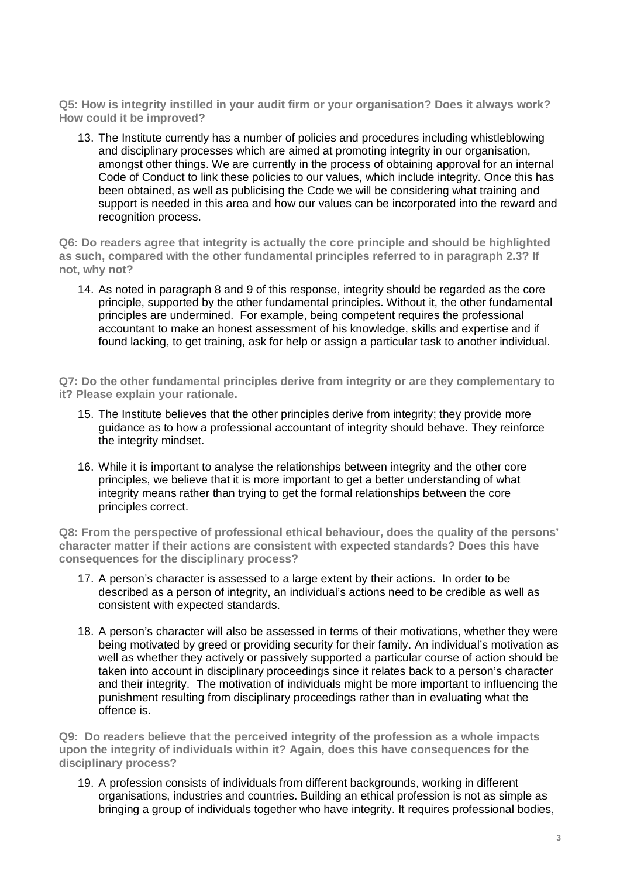**Q5: How is integrity instilled in your audit firm or your organisation? Does it always work? How could it be improved?**

13. The Institute currently has a number of policies and procedures including whistleblowing and disciplinary processes which are aimed at promoting integrity in our organisation, amongst other things. We are currently in the process of obtaining approval for an internal Code of Conduct to link these policies to our values, which include integrity. Once this has been obtained, as well as publicising the Code we will be considering what training and support is needed in this area and how our values can be incorporated into the reward and recognition process.

**Q6: Do readers agree that integrity is actually the core principle and should be highlighted as such, compared with the other fundamental principles referred to in paragraph 2.3? If not, why not?**

14. As noted in paragraph 8 and 9 of this response, integrity should be regarded as the core principle, supported by the other fundamental principles. Without it, the other fundamental principles are undermined. For example, being competent requires the professional accountant to make an honest assessment of his knowledge, skills and expertise and if found lacking, to get training, ask for help or assign a particular task to another individual.

**Q7: Do the other fundamental principles derive from integrity or are they complementary to it? Please explain your rationale.**

15. The Institute believes that the other principles derive from integrity; they provide more guidance as to how a professional accountant of integrity should behave. They reinforce the integrity mindset.

16. While it is important to analyse the relationships between integrity and the other core principles, we believe that it is more important to get a better understanding of what integrity means rather than trying to get the formal relationships between the core principles correct.

**Q8: From the perspective of professional ethical behaviour, does the quality of the persons' character matter if their actions are consistent with expected standards? Does this have consequences for the disciplinary process?**

17. A person's character is assessed to a large extent by their actions. In order to be described as a person of integrity, an individual's actions need to be credible as well as consistent with expected standards.

18. A person's character will also be assessed in terms of their motivations, whether they were being motivated by greed or providing security for their family. An individual's motivation as well as whether they actively or passively supported a particular course of action should be taken into account in disciplinary proceedings since it relates back to a person's character and their integrity. The motivation of individuals might be more important to influencing the punishment resulting from disciplinary proceedings rather than in evaluating what the offence is.

**Q9: Do readers believe that the perceived integrity of the profession as a whole impacts upon the integrity of individuals within it? Again, does this have consequences for the disciplinary process?**

19. A profession consists of individuals from different backgrounds, working in different organisations, industries and countries. Building an ethical profession is not as simple as bringing a group of individuals together who have integrity. It requires professional bodies,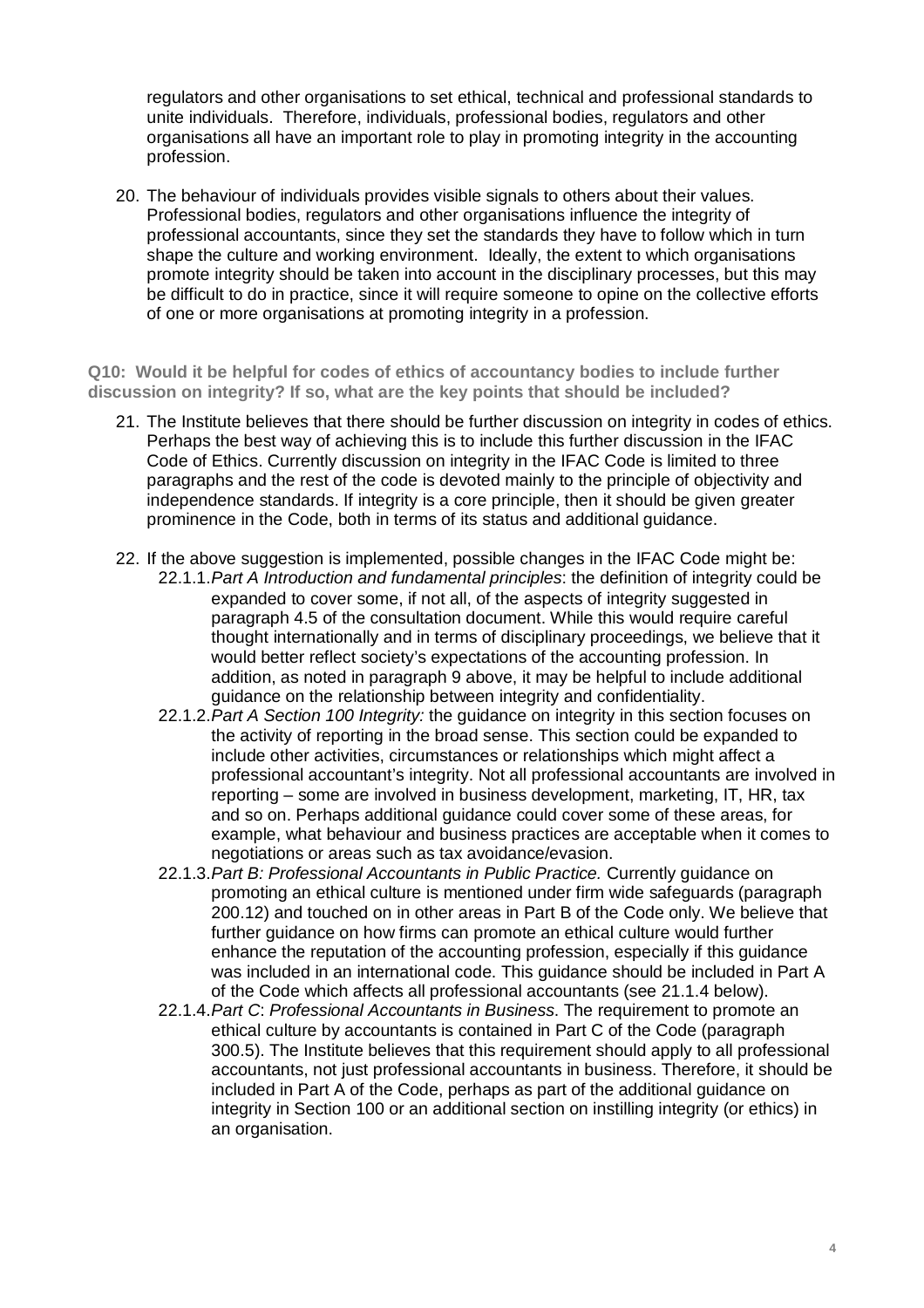regulators and other organisations to set ethical, technical and professional standards to unite individuals. Therefore, individuals, professional bodies, regulators and other organisations all have an important role to play in promoting integrity in the accounting profession.

20. The behaviour of individuals provides visible signals to others about their values. Professional bodies, regulators and other organisations influence the integrity of professional accountants, since they set the standards they have to follow which in turn shape the culture and working environment. Ideally, the extent to which organisations promote integrity should be taken into account in the disciplinary processes, but this may be difficult to do in practice, since it will require someone to opine on the collective efforts of one or more organisations at promoting integrity in a profession.

**Q10: Would it be helpful for codes of ethics of accountancy bodies to include further discussion on integrity? If so, what are the key points that should be included?**

21. The Institute believes that there should be further discussion on integrity in codes of ethics. Perhaps the best way of achieving this is to include this further discussion in the IFAC Code of Ethics. Currently discussion on integrity in the IFAC Code is limited to three paragraphs and the rest of the code is devoted mainly to the principle of objectivity and independence standards. If integrity is a core principle, then it should be given greater prominence in the Code, both in terms of its status and additional guidance.

22. If the above suggestion is implemented, possible changes in the IFAC Code might be:
    - 22.1.1. *Part A Introduction and fundamental principles*: the definition of integrity could be expanded to cover some, if not all, of the aspects of integrity suggested in paragraph 4.5 of the consultation document. While this would require careful thought internationally and in terms of disciplinary proceedings, we believe that it would better reflect society's expectations of the accounting profession. In addition, as noted in paragraph 9 above, it may be helpful to include additional guidance on the relationship between integrity and confidentiality.
    - 22.1.2. *Part A Section 100 Integrity:* the guidance on integrity in this section focuses on the activity of reporting in the broad sense. This section could be expanded to include other activities, circumstances or relationships which might affect a professional accountant's integrity. Not all professional accountants are involved in reporting – some are involved in business development, marketing, IT, HR, tax and so on. Perhaps additional guidance could cover some of these areas, for example, what behaviour and business practices are acceptable when it comes to negotiations or areas such as tax avoidance/evasion.
    - 22.1.3. *Part B: Professional Accountants in Public Practice.* Currently guidance on promoting an ethical culture is mentioned under firm wide safeguards (paragraph 200.12) and touched on in other areas in Part B of the Code only. We believe that further guidance on how firms can promote an ethical culture would further enhance the reputation of the accounting profession, especially if this guidance was included in an international code. This guidance should be included in Part A of the Code which affects all professional accountants (see 21.1.4 below).
    - 22.1.4. *Part C*: *Professional Accountants in Business*. The requirement to promote an ethical culture by accountants is contained in Part C of the Code (paragraph 300.5). The Institute believes that this requirement should apply to all professional accountants, not just professional accountants in business. Therefore, it should be included in Part A of the Code, perhaps as part of the additional guidance on integrity in Section 100 or an additional section on instilling integrity (or ethics) in an organisation.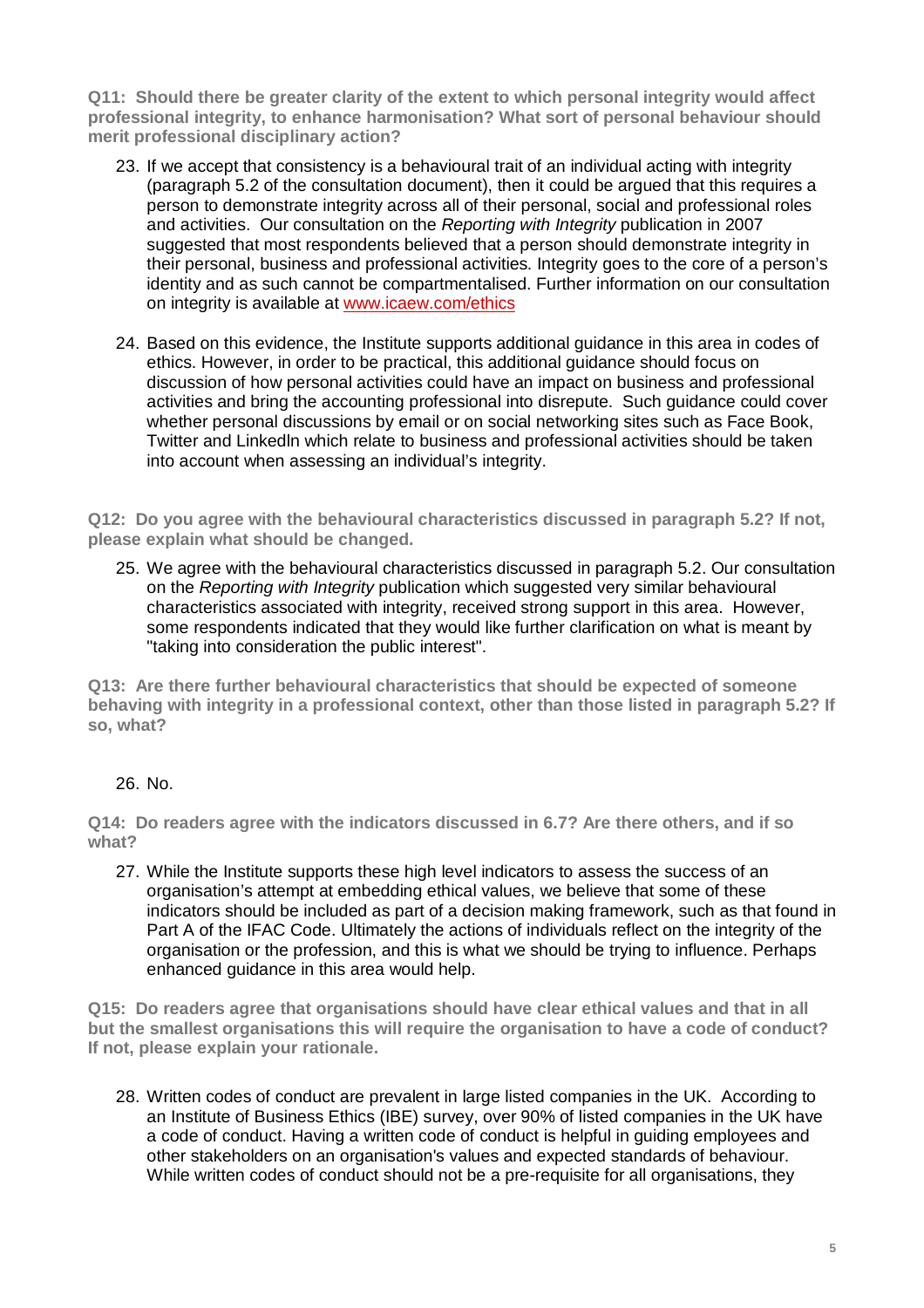**Q11: Should there be greater clarity of the extent to which personal integrity would affect professional integrity, to enhance harmonisation? What sort of personal behaviour should merit professional disciplinary action?**

23. If we accept that consistency is a behavioural trait of an individual acting with integrity (paragraph 5.2 of the consultation document), then it could be argued that this requires a person to demonstrate integrity across all of their personal, social and professional roles and activities. Our consultation on the *Reporting with Integrity* publication in 2007 suggested that most respondents believed that a person should demonstrate integrity in their personal, business and professional activities. Integrity goes to the core of a person's identity and as such cannot be compartmentalised. Further information on our consultation on integrity is available at www.icaew.com/ethics

24. Based on this evidence, the Institute supports additional guidance in this area in codes of ethics. However, in order to be practical, this additional guidance should focus on discussion of how personal activities could have an impact on business and professional activities and bring the accounting professional into disrepute. Such guidance could cover whether personal discussions by email or on social networking sites such as Face Book, Twitter and LinkedIn which relate to business and professional activities should be taken into account when assessing an individual's integrity.

**Q12: Do you agree with the behavioural characteristics discussed in paragraph 5.2? If not, please explain what should be changed.**

25. We agree with the behavioural characteristics discussed in paragraph 5.2. Our consultation on the *Reporting with Integrity* publication which suggested very similar behavioural characteristics associated with integrity, received strong support in this area. However, some respondents indicated that they would like further clarification on what is meant by "taking into consideration the public interest".

**Q13: Are there further behavioural characteristics that should be expected of someone behaving with integrity in a professional context, other than those listed in paragraph 5.2? If so, what?**

26. No.

**Q14: Do readers agree with the indicators discussed in 6.7? Are there others, and if so what?**

27. While the Institute supports these high level indicators to assess the success of an organisation's attempt at embedding ethical values, we believe that some of these indicators should be included as part of a decision making framework, such as that found in Part A of the IFAC Code. Ultimately the actions of individuals reflect on the integrity of the organisation or the profession, and this is what we should be trying to influence. Perhaps enhanced guidance in this area would help.

**Q15: Do readers agree that organisations should have clear ethical values and that in all but the smallest organisations this will require the organisation to have a code of conduct? If not, please explain your rationale.**

28. Written codes of conduct are prevalent in large listed companies in the UK. According to an Institute of Business Ethics (IBE) survey, over 90% of listed companies in the UK have a code of conduct. Having a written code of conduct is helpful in guiding employees and other stakeholders on an organisation's values and expected standards of behaviour. While written codes of conduct should not be a pre-requisite for all organisations, they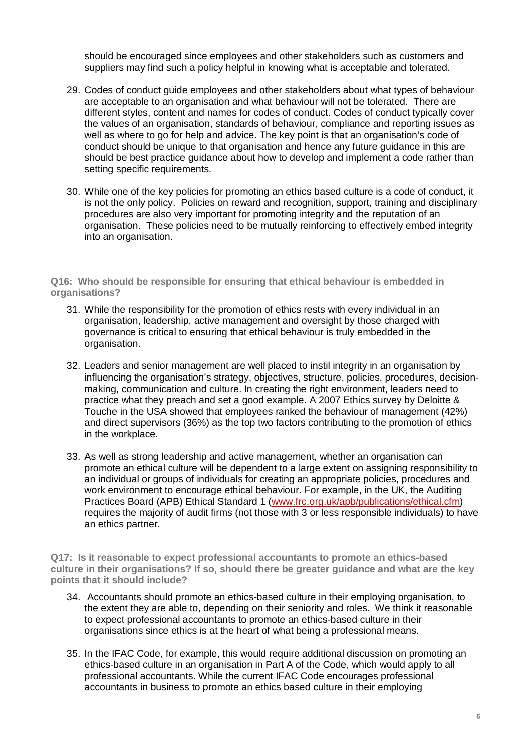should be encouraged since employees and other stakeholders such as customers and suppliers may find such a policy helpful in knowing what is acceptable and tolerated.

29. Codes of conduct guide employees and other stakeholders about what types of behaviour are acceptable to an organisation and what behaviour will not be tolerated. There are different styles, content and names for codes of conduct. Codes of conduct typically cover the values of an organisation, standards of behaviour, compliance and reporting issues as well as where to go for help and advice. The key point is that an organisation's code of conduct should be unique to that organisation and hence any future guidance in this are should be best practice guidance about how to develop and implement a code rather than setting specific requirements.

30. While one of the key policies for promoting an ethics based culture is a code of conduct, it is not the only policy. Policies on reward and recognition, support, training and disciplinary procedures are also very important for promoting integrity and the reputation of an organisation. These policies need to be mutually reinforcing to effectively embed integrity into an organisation.

**Q16: Who should be responsible for ensuring that ethical behaviour is embedded in organisations?**

31. While the responsibility for the promotion of ethics rests with every individual in an organisation, leadership, active management and oversight by those charged with governance is critical to ensuring that ethical behaviour is truly embedded in the organisation.

32. Leaders and senior management are well placed to instil integrity in an organisation by influencing the organisation's strategy, objectives, structure, policies, procedures, decision-making, communication and culture. In creating the right environment, leaders need to practice what they preach and set a good example. A 2007 Ethics survey by Deloitte & Touche in the USA showed that employees ranked the behaviour of management (42%) and direct supervisors (36%) as the top two factors contributing to the promotion of ethics in the workplace.

33. As well as strong leadership and active management, whether an organisation can promote an ethical culture will be dependent to a large extent on assigning responsibility to an individual or groups of individuals for creating an appropriate policies, procedures and work environment to encourage ethical behaviour. For example, in the UK, the Auditing Practices Board (APB) Ethical Standard 1 (www.frc.org.uk/apb/publications/ethical.cfm) requires the majority of audit firms (not those with 3 or less responsible individuals) to have an ethics partner.

**Q17: Is it reasonable to expect professional accountants to promote an ethics-based culture in their organisations? If so, should there be greater guidance and what are the key points that it should include?**

34. Accountants should promote an ethics-based culture in their employing organisation, to the extent they are able to, depending on their seniority and roles. We think it reasonable to expect professional accountants to promote an ethics-based culture in their organisations since ethics is at the heart of what being a professional means.

35. In the IFAC Code, for example, this would require additional discussion on promoting an ethics-based culture in an organisation in Part A of the Code, which would apply to all professional accountants. While the current IFAC Code encourages professional accountants in business to promote an ethics based culture in their employing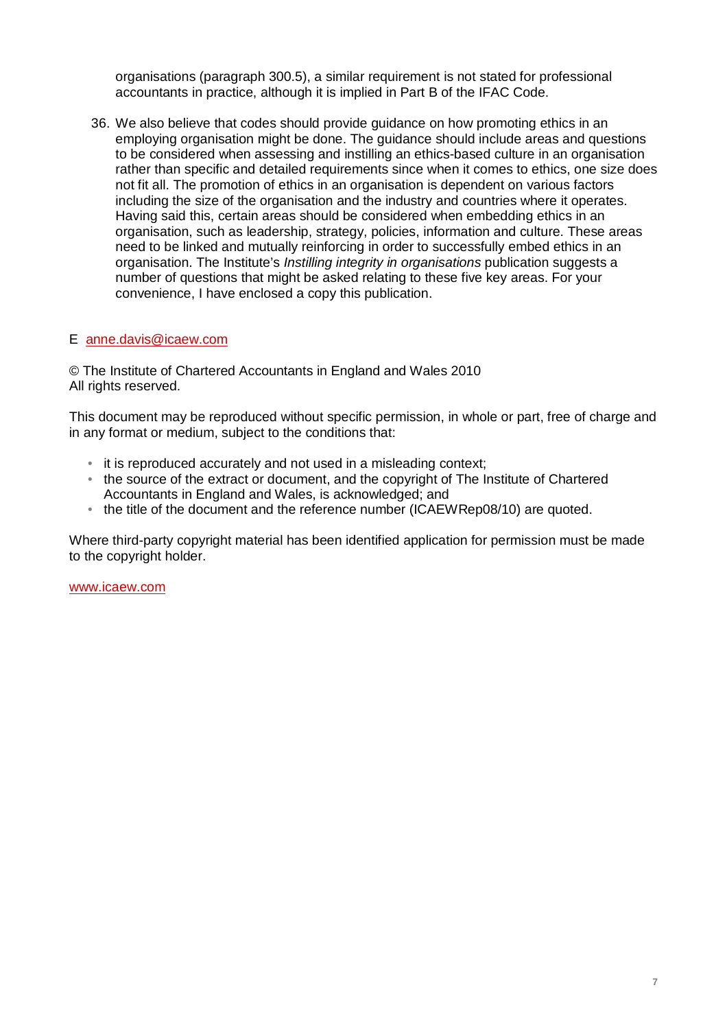organisations (paragraph 300.5), a similar requirement is not stated for professional accountants in practice, although it is implied in Part B of the IFAC Code.

36. We also believe that codes should provide guidance on how promoting ethics in an employing organisation might be done. The guidance should include areas and questions to be considered when assessing and instilling an ethics-based culture in an organisation rather than specific and detailed requirements since when it comes to ethics, one size does not fit all. The promotion of ethics in an organisation is dependent on various factors including the size of the organisation and the industry and countries where it operates. Having said this, certain areas should be considered when embedding ethics in an organisation, such as leadership, strategy, policies, information and culture. These areas need to be linked and mutually reinforcing in order to successfully embed ethics in an organisation. The Institute's *Instilling integrity in organisations* publication suggests a number of questions that might be asked relating to these five key areas. For your convenience, I have enclosed a copy this publication.

E anne.davis@icaew.com

© The Institute of Chartered Accountants in England and Wales 2010
All rights reserved.

This document may be reproduced without specific permission, in whole or part, free of charge and in any format or medium, subject to the conditions that:

- it is reproduced accurately and not used in a misleading context;
- the source of the extract or document, and the copyright of The Institute of Chartered Accountants in England and Wales, is acknowledged; and
- the title of the document and the reference number (ICAEWRep08/10) are quoted.

Where third-party copyright material has been identified application for permission must be made to the copyright holder.

www.icaew.com